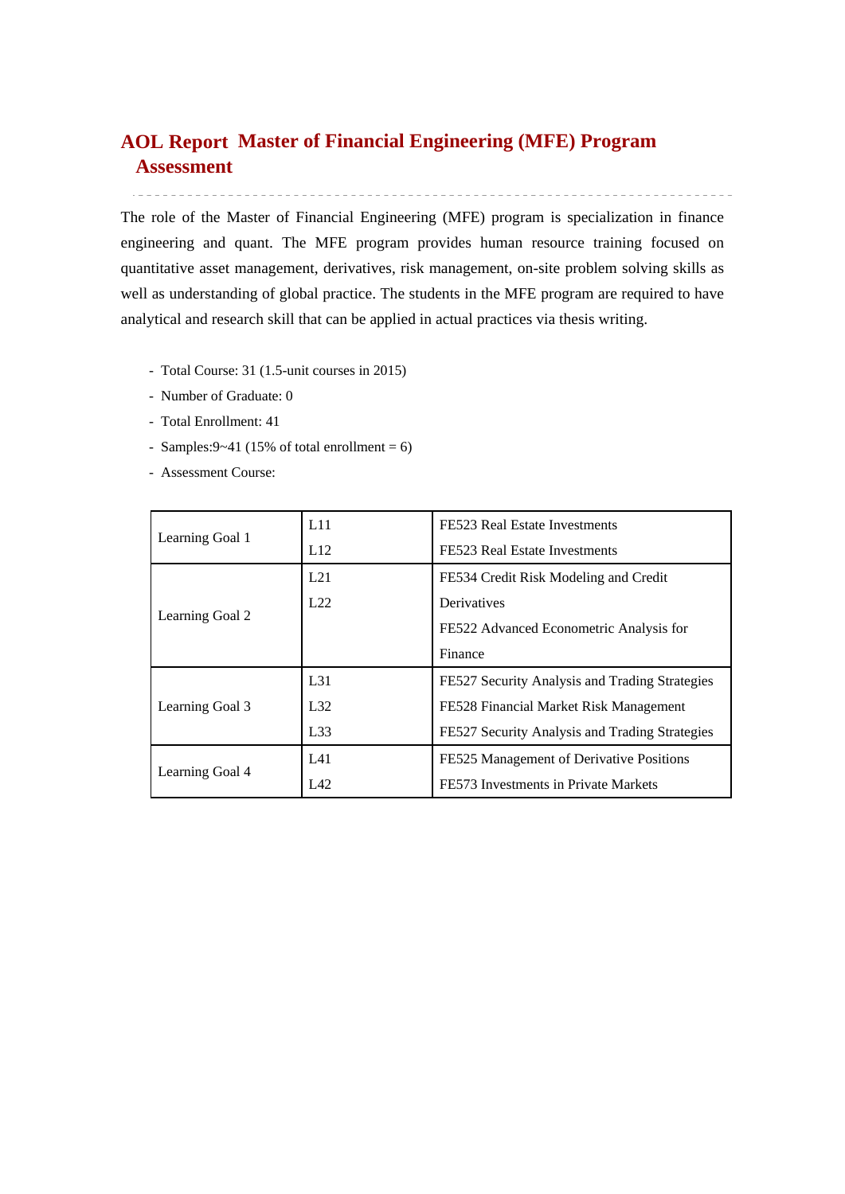# AOL Report Master of Financial Engineering (MFE) Program Assessment

The role of the Master of Financial Engineering (MFE) program is specialization in finance engineering and quant. The MFE program provides human resource training focused on quantitative asset management, derivatives, risk management, on-site problem solving skills as well as understanding of global practice. The students in the MFE program are required to have analytical and research skill that can be applied in actual practices via thesis writing.

- Total Course: 31 (1.5-unit courses in 2015)
- Number of Graduate: 0
- Total Enrollment: 41
- Samples:9~41 (15% of total enrollment = 6)
- Assessment Course:

| | | |
|---|---|---|
| Learning Goal 1 | L11 | FE523 Real Estate Investments |
| | L12 | FE523 Real Estate Investments |
| Learning Goal 2 | L21 | FE534 Credit Risk Modeling and Credit Derivatives |
| | L22 | FE522 Advanced Econometric Analysis for Finance |
| Learning Goal 3 | L31 | FE527 Security Analysis and Trading Strategies |
| | L32 | FE528 Financial Market Risk Management |
| | L33 | FE527 Security Analysis and Trading Strategies |
| Learning Goal 4 | L41 | FE525 Management of Derivative Positions |
| | L42 | FE573 Investments in Private Markets |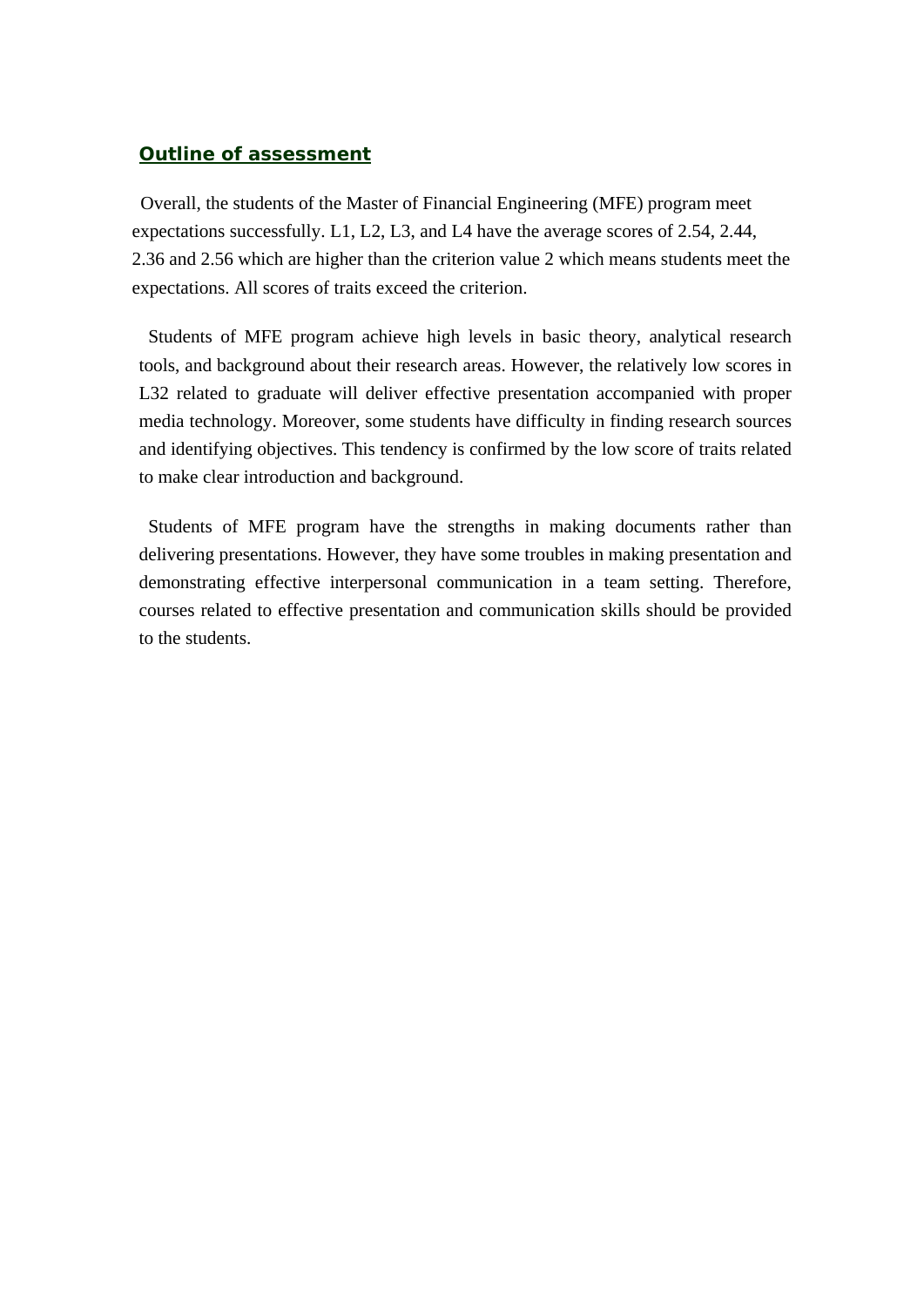## Outline of assessment

Overall, the students of the Master of Financial Engineering (MFE) program meet expectations successfully. L1, L2, L3, and L4 have the average scores of 2.54, 2.44, 2.36 and 2.56 which are higher than the criterion value 2 which means students meet the expectations. All scores of traits exceed the criterion.

Students of MFE program achieve high levels in basic theory, analytical research tools, and background about their research areas. However, the relatively low scores in L32 related to graduate will deliver effective presentation accompanied with proper media technology. Moreover, some students have difficulty in finding research sources and identifying objectives. This tendency is confirmed by the low score of traits related to make clear introduction and background.

Students of MFE program have the strengths in making documents rather than delivering presentations. However, they have some troubles in making presentation and demonstrating effective interpersonal communication in a team setting. Therefore, courses related to effective presentation and communication skills should be provided to the students.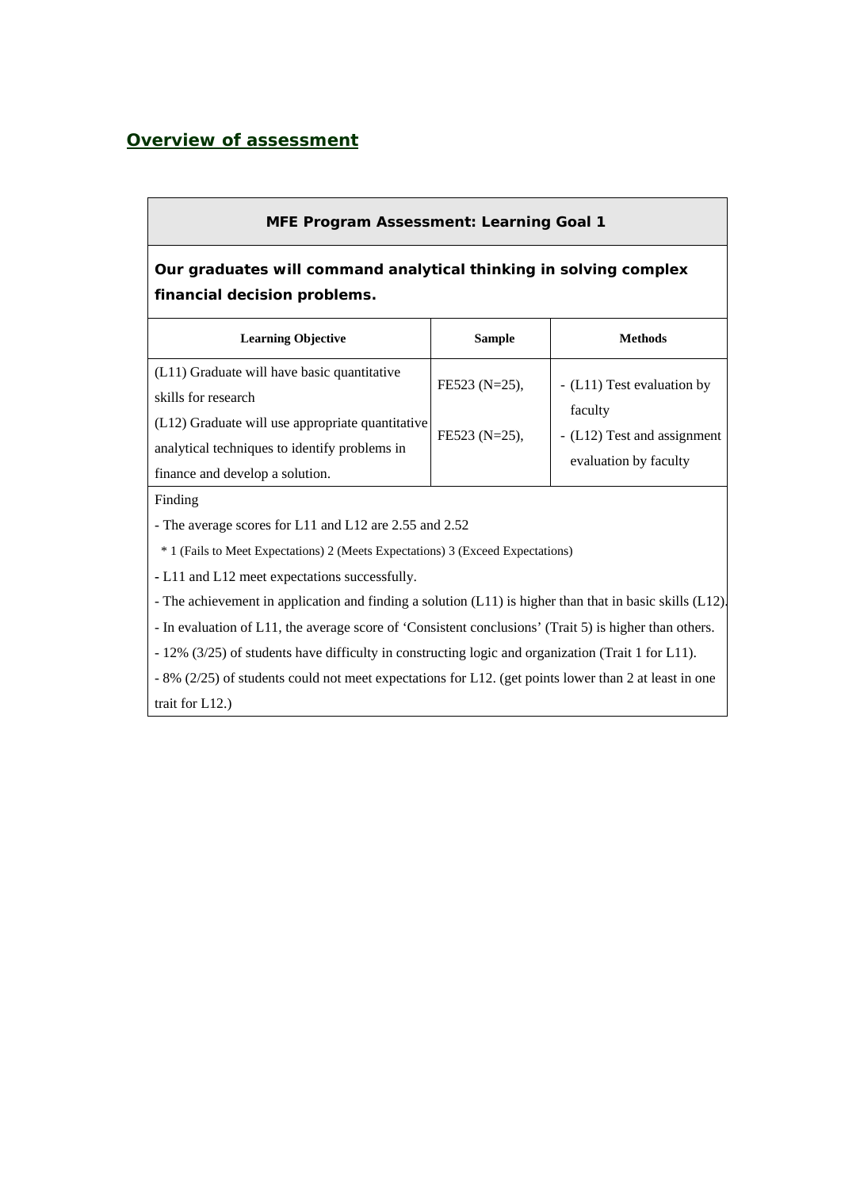## Overview of assessment

| MFE Program Assessment: Learning Goal 1 | | |
|---|---|---|
| **Our graduates will command analytical thinking in solving complex financial decision problems.** | | |
| **Learning Objective** | **Sample** | **Methods** |
| (L11) Graduate will have basic quantitative skills for research<br>(L12) Graduate will use appropriate quantitative analytical techniques to identify problems in finance and develop a solution. | FE523 (N=25),<br>FE523 (N=25), | - (L11) Test evaluation by faculty<br>- (L12) Test and assignment evaluation by faculty |

Finding

- The average scores for L11 and L12 are 2.55 and 2.52
  - * 1 (Fails to Meet Expectations) 2 (Meets Expectations) 3 (Exceed Expectations)
- L11 and L12 meet expectations successfully.
- The achievement in application and finding a solution (L11) is higher than that in basic skills (L12).
- In evaluation of L11, the average score of 'Consistent conclusions' (Trait 5) is higher than others.
- 12% (3/25) of students have difficulty in constructing logic and organization (Trait 1 for L11).
- 8% (2/25) of students could not meet expectations for L12. (get points lower than 2 at least in one trait for L12.)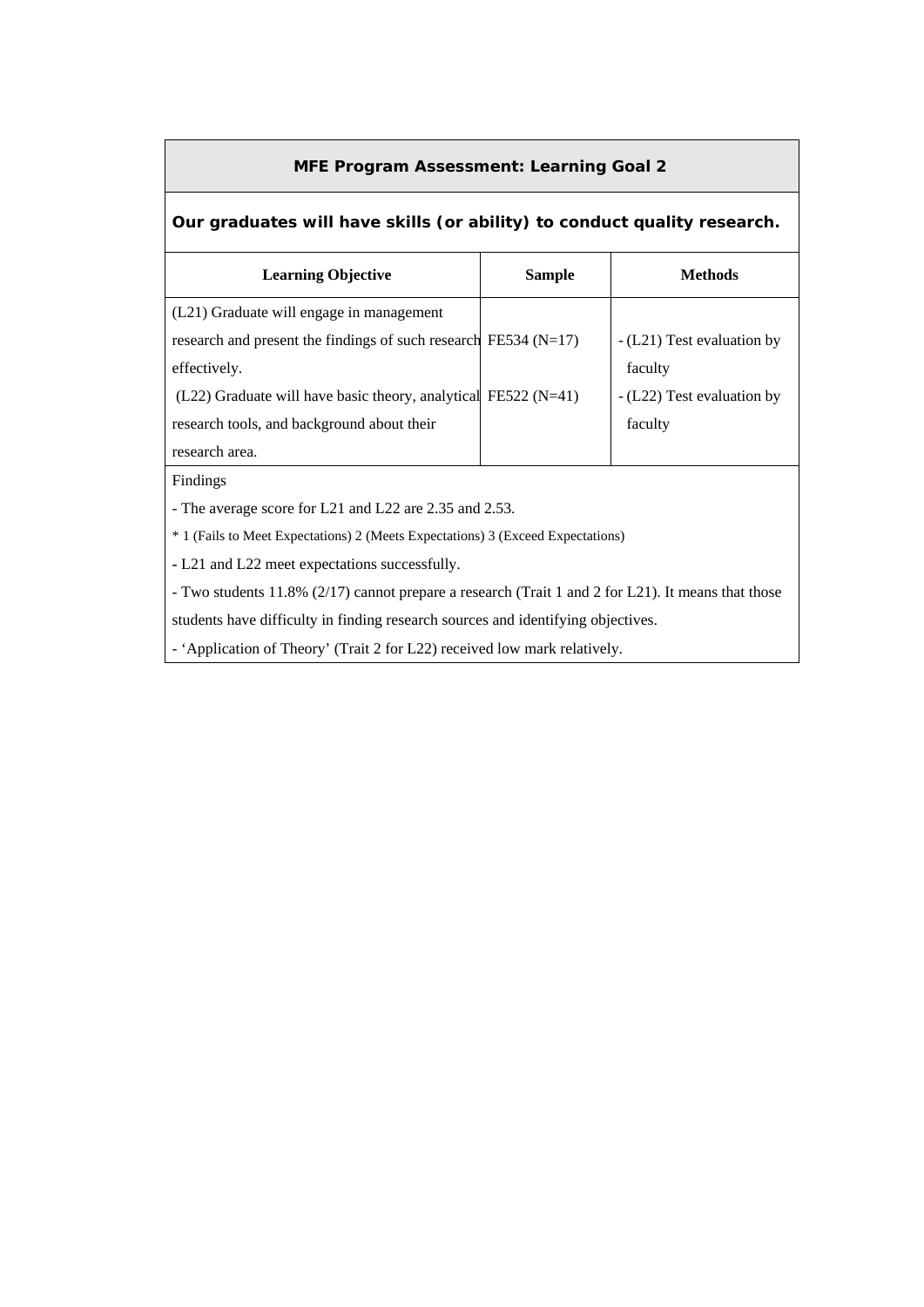## MFE Program Assessment: Learning Goal 2

**Our graduates will have skills (or ability) to conduct quality research.**

| Learning Objective | Sample | Methods |
|---|---|---|
| (L21) Graduate will engage in management research and present the findings of such research effectively. | FE534 (N=17) | - (L21) Test evaluation by faculty |
| (L22) Graduate will have basic theory, analytical research tools, and background about their research area. | FE522 (N=41) | - (L22) Test evaluation by faculty |

Findings

- The average score for L21 and L22 are 2.35 and 2.53.

\* 1 (Fails to Meet Expectations) 2 (Meets Expectations) 3 (Exceed Expectations)

- L21 and L22 meet expectations successfully.
- Two students 11.8% (2/17) cannot prepare a research (Trait 1 and 2 for L21). It means that those students have difficulty in finding research sources and identifying objectives.
- 'Application of Theory' (Trait 2 for L22) received low mark relatively.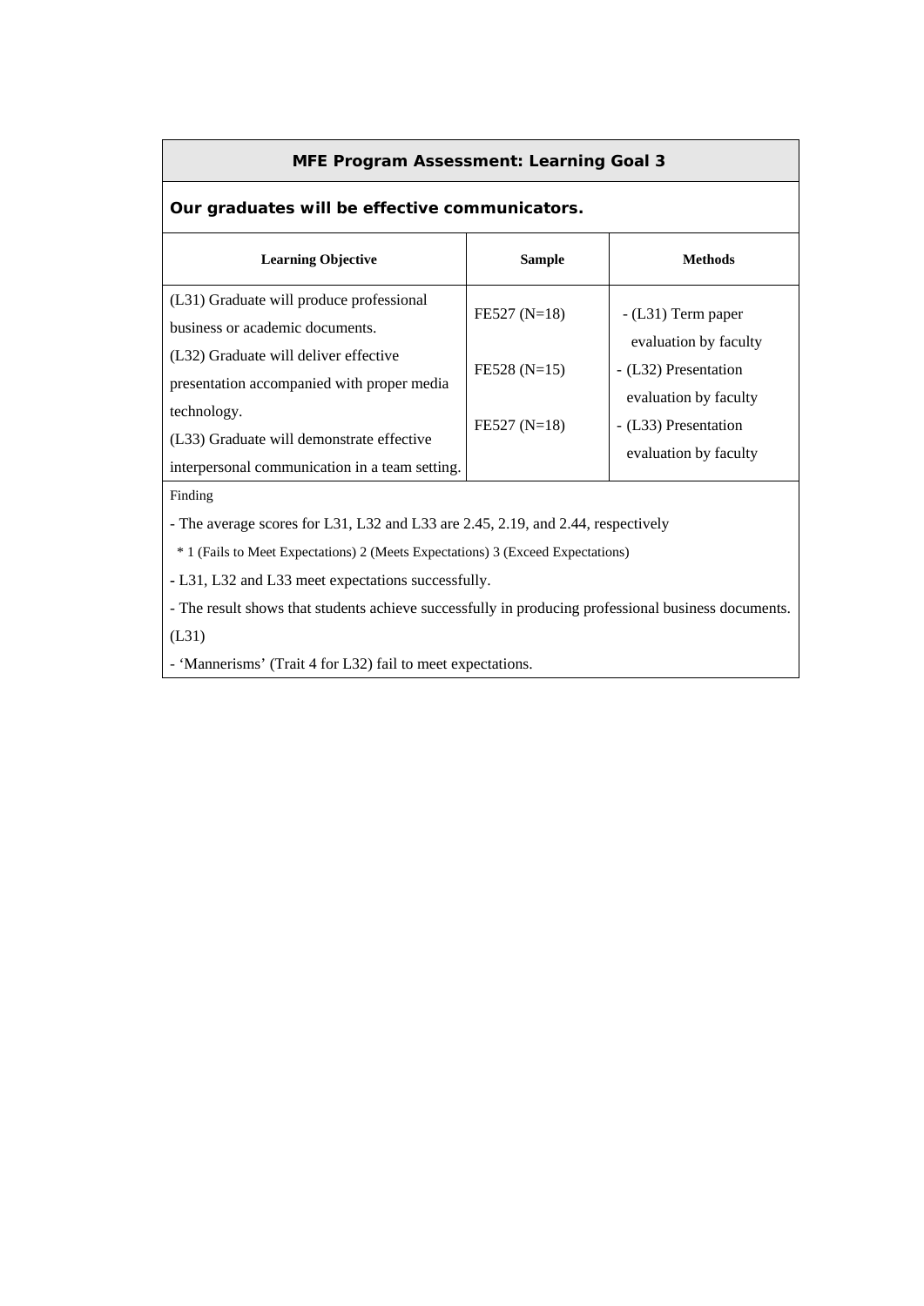**MFE Program Assessment: Learning Goal 3**

**Our graduates will be effective communicators.**

| Learning Objective | Sample | Methods |
|---|---|---|
| (L31) Graduate will produce professional business or academic documents. | FE527 (N=18) | - (L31) Term paper evaluation by faculty |
| (L32) Graduate will deliver effective presentation accompanied with proper media technology. | FE528 (N=15) | - (L32) Presentation evaluation by faculty |
| (L33) Graduate will demonstrate effective interpersonal communication in a team setting. | FE527 (N=18) | - (L33) Presentation evaluation by faculty |

Finding

- The average scores for L31, L32 and L33 are 2.45, 2.19, and 2.44, respectively
  - \* 1 (Fails to Meet Expectations) 2 (Meets Expectations) 3 (Exceed Expectations)
- L31, L32 and L33 meet expectations successfully.
- The result shows that students achieve successfully in producing professional business documents. (L31)
- 'Mannerisms' (Trait 4 for L32) fail to meet expectations.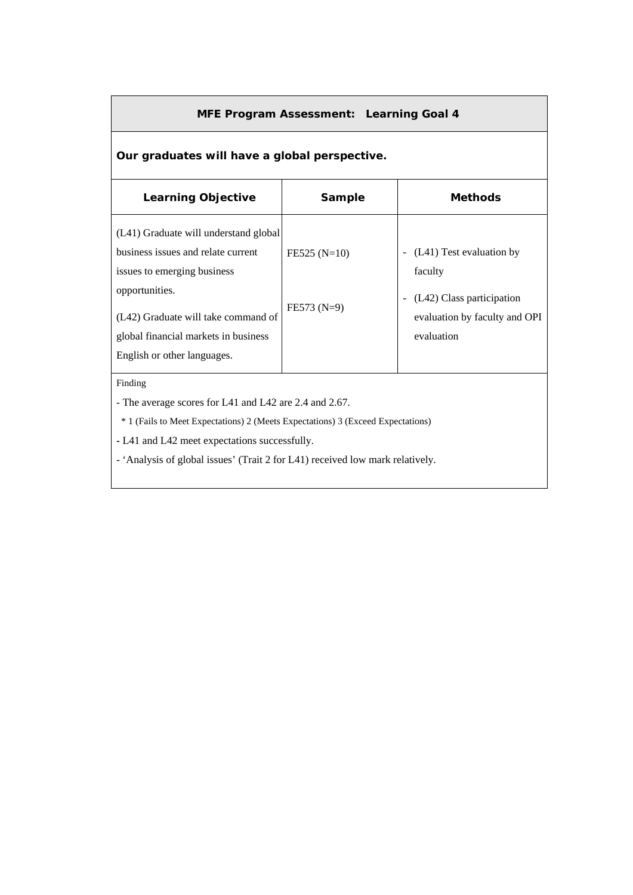## MFE Program Assessment: Learning Goal 4

**Our graduates will have a global perspective.**

| Learning Objective | Sample | Methods |
|---|---|---|
| (L41) Graduate will understand global business issues and relate current issues to emerging business opportunities.<br><br>(L42) Graduate will take command of global financial markets in business English or other languages. | FE525 (N=10)<br><br>FE573 (N=9) | - (L41) Test evaluation by faculty<br>- (L42) Class participation evaluation by faculty and OPI evaluation |

Finding

- The average scores for L41 and L42 are 2.4 and 2.67.
  * 1 (Fails to Meet Expectations) 2 (Meets Expectations) 3 (Exceed Expectations)
- L41 and L42 meet expectations successfully.
- 'Analysis of global issues' (Trait 2 for L41) received low mark relatively.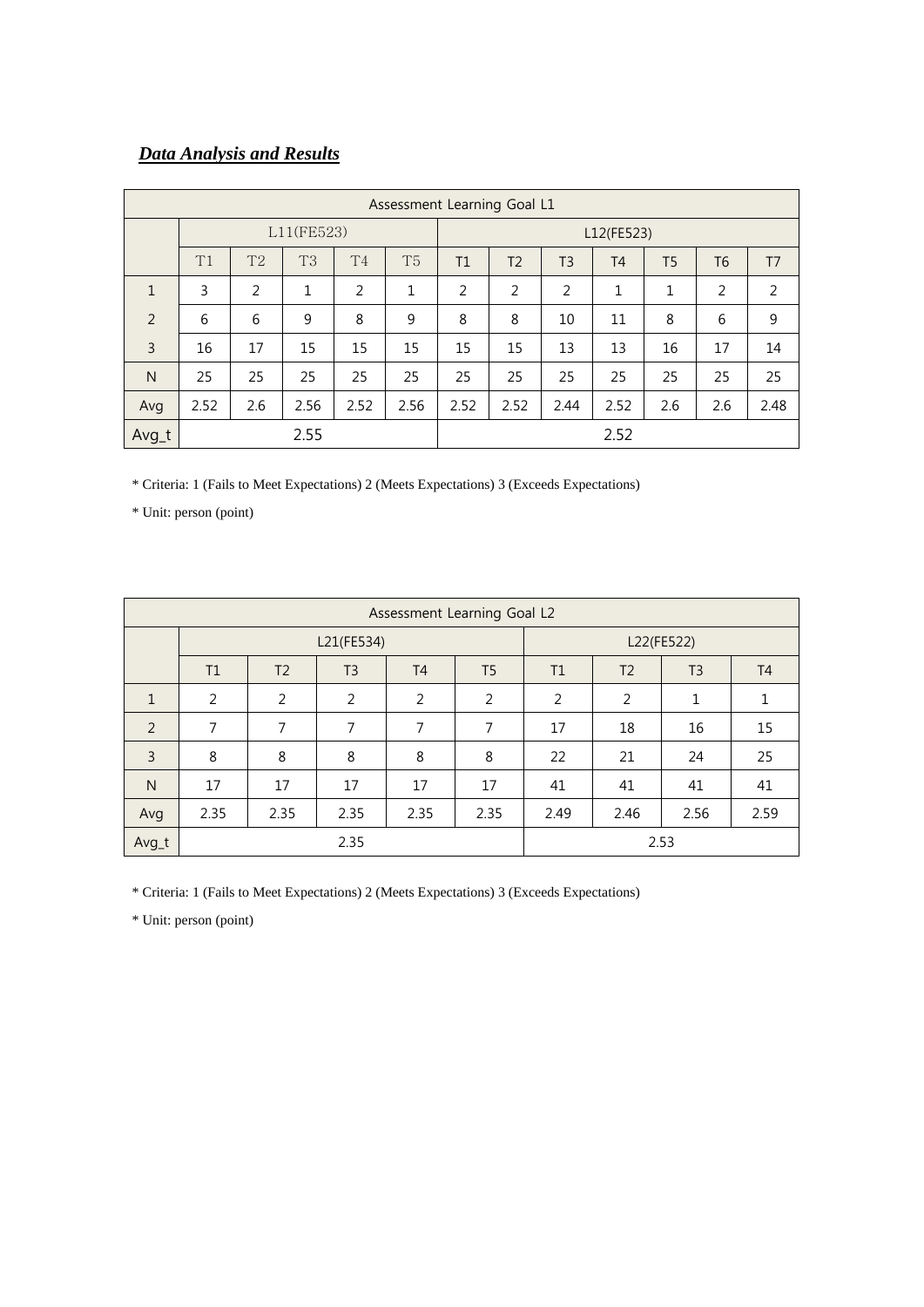***Data Analysis and Results***

| Assessment Learning Goal L1 | | | | | | | | | | | | |
|---|---|---|---|---|---|---|---|---|---|---|---|---|
| | L11(FE523) | | | | | L12(FE523) | | | | | | |
| | T1 | T2 | T3 | T4 | T5 | T1 | T2 | T3 | T4 | T5 | T6 | T7 |
| 1 | 3 | 2 | 1 | 2 | 1 | 2 | 2 | 2 | 1 | 1 | 2 | 2 |
| 2 | 6 | 6 | 9 | 8 | 9 | 8 | 8 | 10 | 11 | 8 | 6 | 9 |
| 3 | 16 | 17 | 15 | 15 | 15 | 15 | 15 | 13 | 13 | 16 | 17 | 14 |
| N | 25 | 25 | 25 | 25 | 25 | 25 | 25 | 25 | 25 | 25 | 25 | 25 |
| Avg | 2.52 | 2.6 | 2.56 | 2.52 | 2.56 | 2.52 | 2.52 | 2.44 | 2.52 | 2.6 | 2.6 | 2.48 |
| Avg_t | 2.55 | | | | | 2.52 | | | | | | |

\* Criteria: 1 (Fails to Meet Expectations) 2 (Meets Expectations) 3 (Exceeds Expectations)

\* Unit: person (point)

| Assessment Learning Goal L2 | | | | | | | | | |
|---|---|---|---|---|---|---|---|---|---|
| | L21(FE534) | | | | | L22(FE522) | | | |
| | T1 | T2 | T3 | T4 | T5 | T1 | T2 | T3 | T4 |
| 1 | 2 | 2 | 2 | 2 | 2 | 2 | 2 | 1 | 1 |
| 2 | 7 | 7 | 7 | 7 | 7 | 17 | 18 | 16 | 15 |
| 3 | 8 | 8 | 8 | 8 | 8 | 22 | 21 | 24 | 25 |
| N | 17 | 17 | 17 | 17 | 17 | 41 | 41 | 41 | 41 |
| Avg | 2.35 | 2.35 | 2.35 | 2.35 | 2.35 | 2.49 | 2.46 | 2.56 | 2.59 |
| Avg_t | 2.35 | | | | | 2.53 | | | |

\* Criteria: 1 (Fails to Meet Expectations) 2 (Meets Expectations) 3 (Exceeds Expectations)

\* Unit: person (point)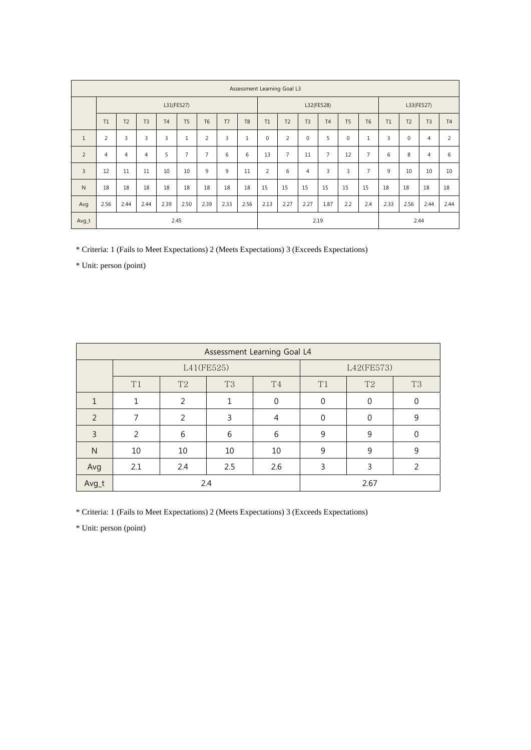| Assessment Learning Goal L3 | | | | | | | | | | | | | | | | | | | |
|---|---|---|---|---|---|---|---|---|---|---|---|---|---|---|---|---|---|---|---|
| | L31(FE527) | | | | | | | | L32(FE528) | | | | | | L33(FE527) | | | |
| | T1 | T2 | T3 | T4 | T5 | T6 | T7 | T8 | T1 | T2 | T3 | T4 | T5 | T6 | T1 | T2 | T3 | T4 |
| 1 | 2 | 3 | 3 | 3 | 1 | 2 | 3 | 1 | 0 | 2 | 0 | 5 | 0 | 1 | 3 | 0 | 4 | 2 |
| 2 | 4 | 4 | 4 | 5 | 7 | 7 | 6 | 6 | 13 | 7 | 11 | 7 | 12 | 7 | 6 | 8 | 4 | 6 |
| 3 | 12 | 11 | 11 | 10 | 10 | 9 | 9 | 11 | 2 | 6 | 4 | 3 | 3 | 7 | 9 | 10 | 10 | 10 |
| N | 18 | 18 | 18 | 18 | 18 | 18 | 18 | 18 | 15 | 15 | 15 | 15 | 15 | 15 | 18 | 18 | 18 | 18 |
| Avg | 2.56 | 2.44 | 2.44 | 2.39 | 2.50 | 2.39 | 2.33 | 2.56 | 2.13 | 2.27 | 2.27 | 1.87 | 2.2 | 2.4 | 2.33 | 2.56 | 2.44 | 2.44 |
| Avg_t | 2.45 | | | | | | | | 2.19 | | | | | | 2.44 | | | |

* Criteria: 1 (Fails to Meet Expectations) 2 (Meets Expectations) 3 (Exceeds Expectations)

* Unit: person (point)

| Assessment Learning Goal L4 | | | | | | | |
|---|---|---|---|---|---|---|---|
| | L41(FE525) | | | | L42(FE573) | | |
| | T1 | T2 | T3 | T4 | T1 | T2 | T3 |
| 1 | 1 | 2 | 1 | 0 | 0 | 0 | 0 |
| 2 | 7 | 2 | 3 | 4 | 0 | 0 | 9 |
| 3 | 2 | 6 | 6 | 6 | 9 | 9 | 0 |
| N | 10 | 10 | 10 | 10 | 9 | 9 | 9 |
| Avg | 2.1 | 2.4 | 2.5 | 2.6 | 3 | 3 | 2 |
| Avg_t | 2.4 | | | | 2.67 | | |

* Criteria: 1 (Fails to Meet Expectations) 2 (Meets Expectations) 3 (Exceeds Expectations)

* Unit: person (point)